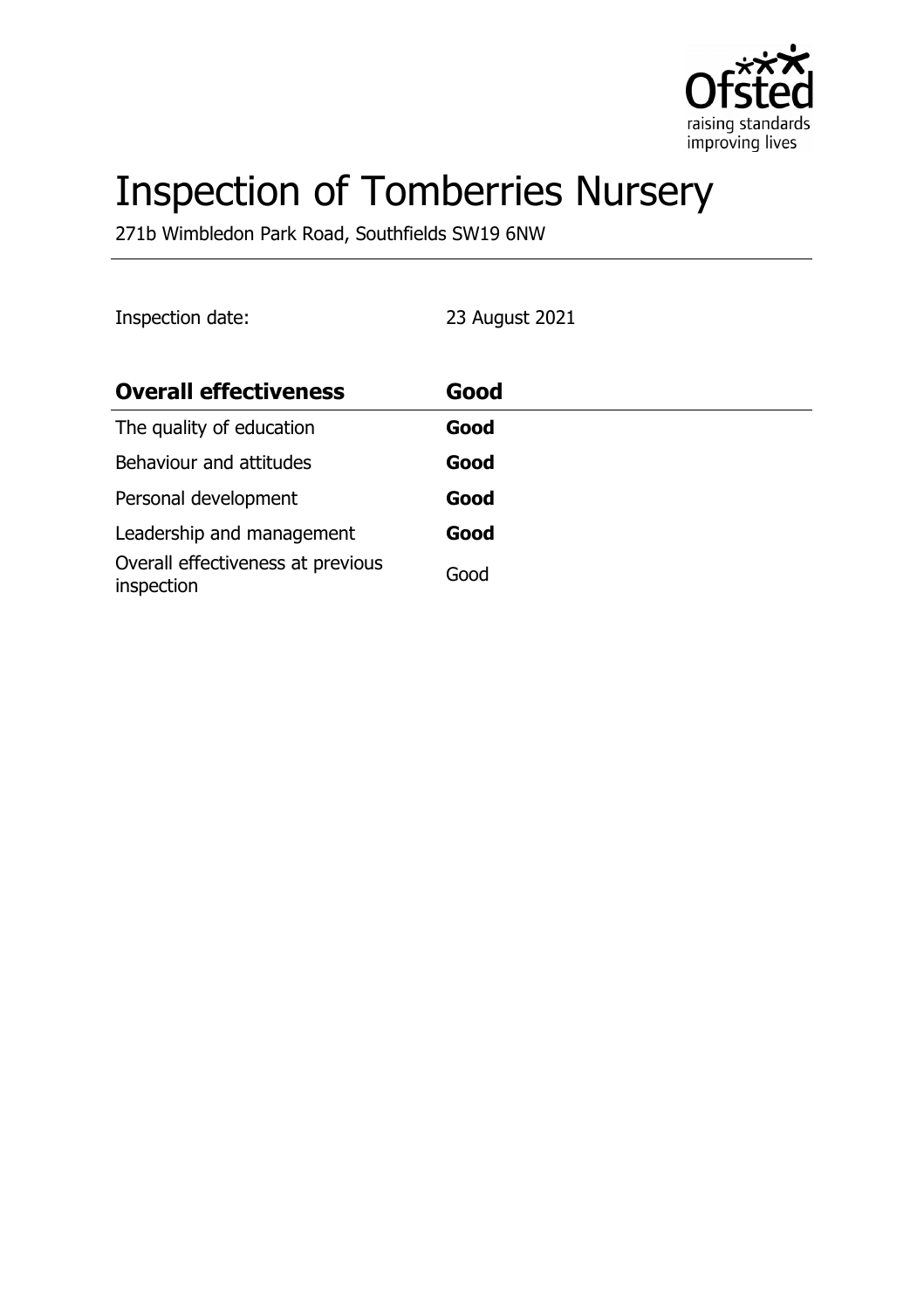# Inspection of Tomberries Nursery

271b Wimbledon Park Road, Southfields SW19 6NW

Inspection date: 23 August 2021

| **Overall effectiveness** | **Good** |
| --- | --- |
| The quality of education | **Good** |
| Behaviour and attitudes | **Good** |
| Personal development | **Good** |
| Leadership and management | **Good** |
| Overall effectiveness at previous inspection | Good |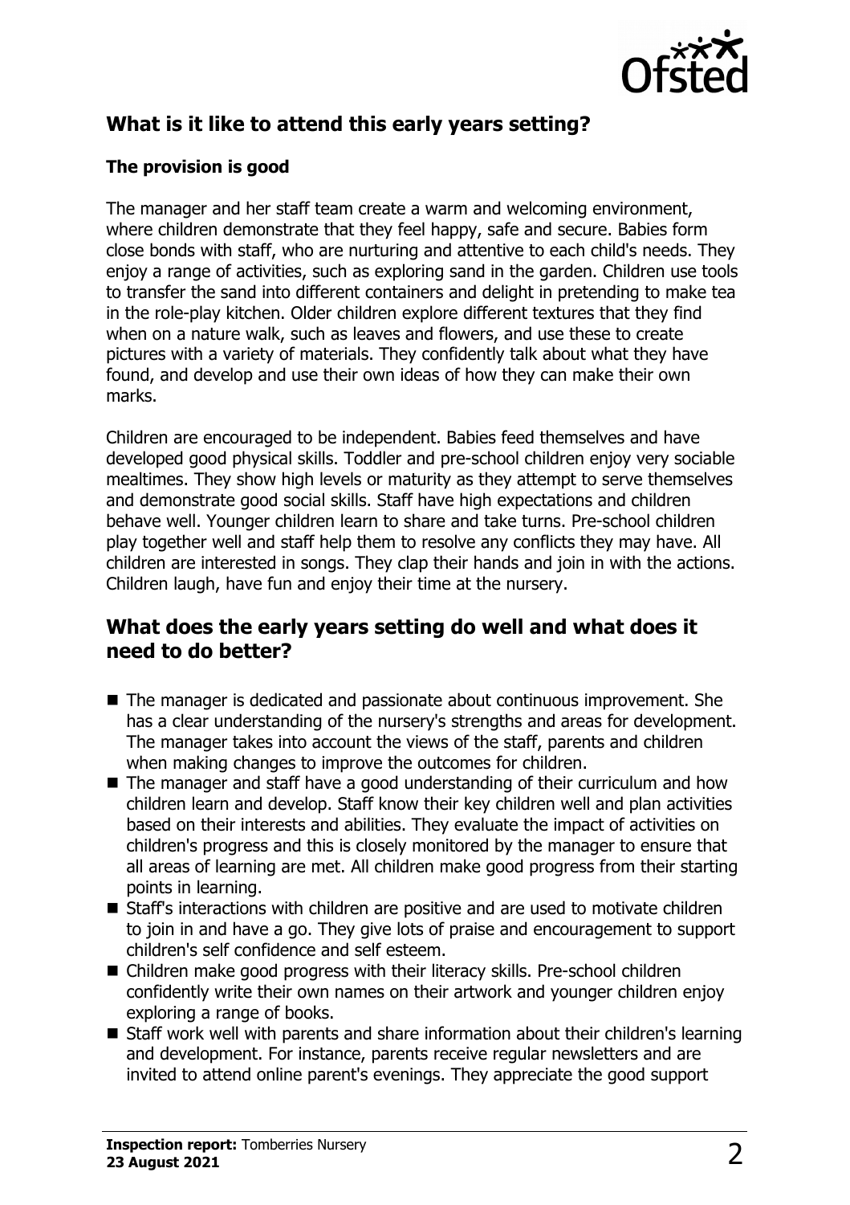## What is it like to attend this early years setting?

### The provision is good

The manager and her staff team create a warm and welcoming environment, where children demonstrate that they feel happy, safe and secure. Babies form close bonds with staff, who are nurturing and attentive to each child's needs. They enjoy a range of activities, such as exploring sand in the garden. Children use tools to transfer the sand into different containers and delight in pretending to make tea in the role-play kitchen. Older children explore different textures that they find when on a nature walk, such as leaves and flowers, and use these to create pictures with a variety of materials. They confidently talk about what they have found, and develop and use their own ideas of how they can make their own marks.

Children are encouraged to be independent. Babies feed themselves and have developed good physical skills. Toddler and pre-school children enjoy very sociable mealtimes. They show high levels or maturity as they attempt to serve themselves and demonstrate good social skills. Staff have high expectations and children behave well. Younger children learn to share and take turns. Pre-school children play together well and staff help them to resolve any conflicts they may have. All children are interested in songs. They clap their hands and join in with the actions. Children laugh, have fun and enjoy their time at the nursery.

## What does the early years setting do well and what does it need to do better?

- The manager is dedicated and passionate about continuous improvement. She has a clear understanding of the nursery's strengths and areas for development. The manager takes into account the views of the staff, parents and children when making changes to improve the outcomes for children.
- The manager and staff have a good understanding of their curriculum and how children learn and develop. Staff know their key children well and plan activities based on their interests and abilities. They evaluate the impact of activities on children's progress and this is closely monitored by the manager to ensure that all areas of learning are met. All children make good progress from their starting points in learning.
- Staff's interactions with children are positive and are used to motivate children to join in and have a go. They give lots of praise and encouragement to support children's self confidence and self esteem.
- Children make good progress with their literacy skills. Pre-school children confidently write their own names on their artwork and younger children enjoy exploring a range of books.
- Staff work well with parents and share information about their children's learning and development. For instance, parents receive regular newsletters and are invited to attend online parent's evenings. They appreciate the good support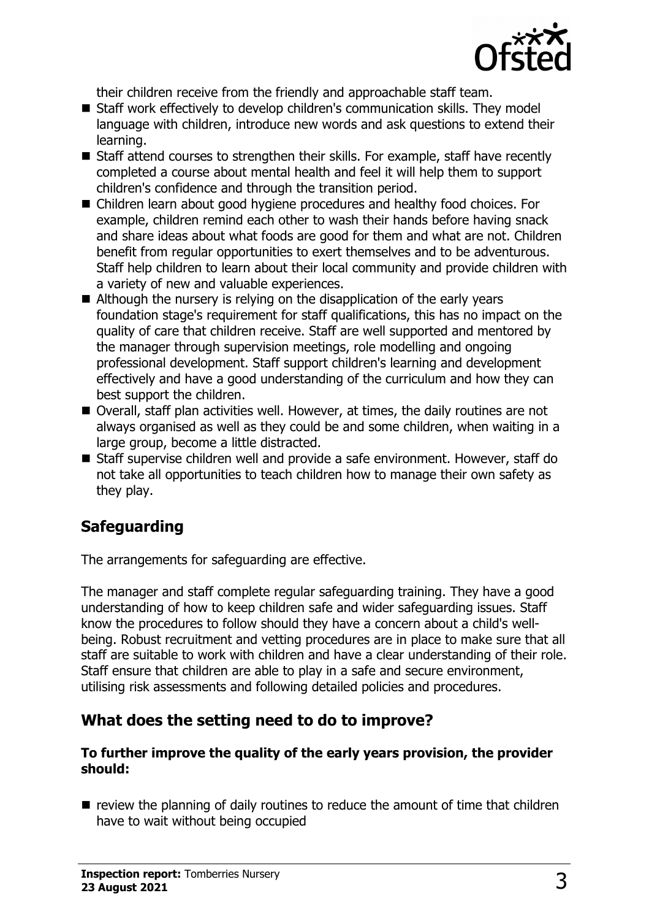their children receive from the friendly and approachable staff team.

- Staff work effectively to develop children's communication skills. They model language with children, introduce new words and ask questions to extend their learning.
- Staff attend courses to strengthen their skills. For example, staff have recently completed a course about mental health and feel it will help them to support children's confidence and through the transition period.
- Children learn about good hygiene procedures and healthy food choices. For example, children remind each other to wash their hands before having snack and share ideas about what foods are good for them and what are not. Children benefit from regular opportunities to exert themselves and to be adventurous. Staff help children to learn about their local community and provide children with a variety of new and valuable experiences.
- Although the nursery is relying on the disapplication of the early years foundation stage's requirement for staff qualifications, this has no impact on the quality of care that children receive. Staff are well supported and mentored by the manager through supervision meetings, role modelling and ongoing professional development. Staff support children's learning and development effectively and have a good understanding of the curriculum and how they can best support the children.
- Overall, staff plan activities well. However, at times, the daily routines are not always organised as well as they could be and some children, when waiting in a large group, become a little distracted.
- Staff supervise children well and provide a safe environment. However, staff do not take all opportunities to teach children how to manage their own safety as they play.

## Safeguarding

The arrangements for safeguarding are effective.

The manager and staff complete regular safeguarding training. They have a good understanding of how to keep children safe and wider safeguarding issues. Staff know the procedures to follow should they have a concern about a child's well-being. Robust recruitment and vetting procedures are in place to make sure that all staff are suitable to work with children and have a clear understanding of their role. Staff ensure that children are able to play in a safe and secure environment, utilising risk assessments and following detailed policies and procedures.

## What does the setting need to do to improve?

**To further improve the quality of the early years provision, the provider should:**

- review the planning of daily routines to reduce the amount of time that children have to wait without being occupied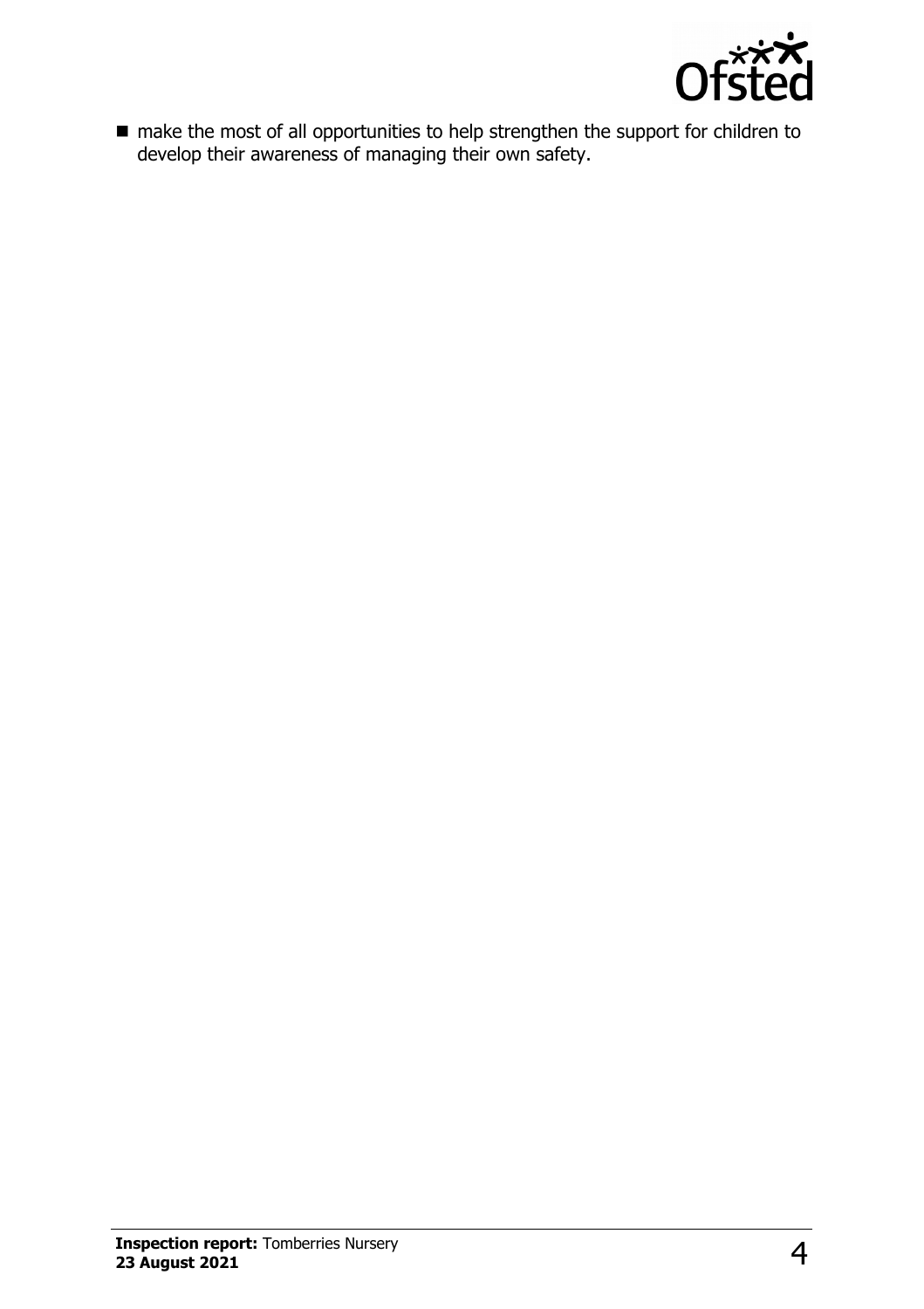- make the most of all opportunities to help strengthen the support for children to develop their awareness of managing their own safety.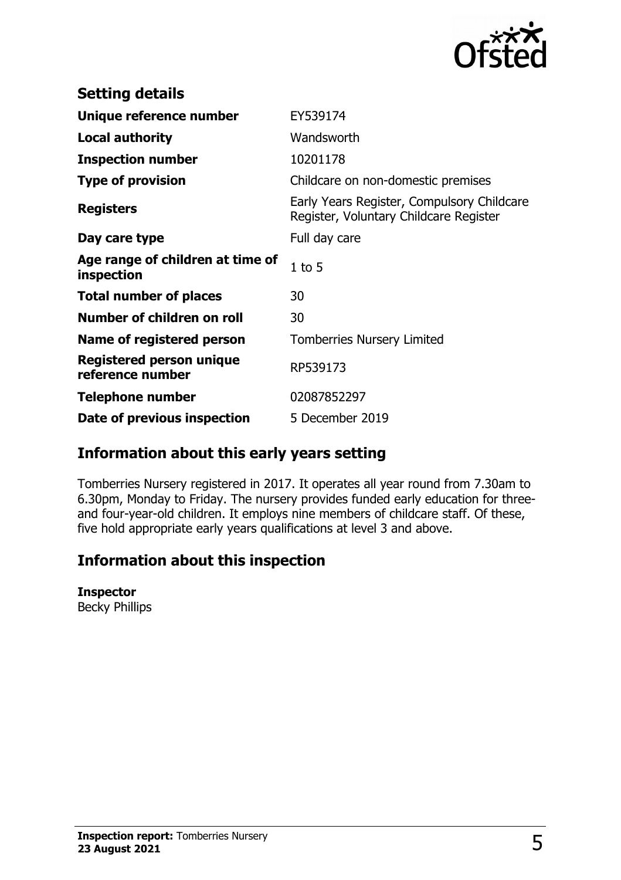## Setting details

| | |
|---|---|
| **Unique reference number** | EY539174 |
| **Local authority** | Wandsworth |
| **Inspection number** | 10201178 |
| **Type of provision** | Childcare on non-domestic premises |
| **Registers** | Early Years Register, Compulsory Childcare Register, Voluntary Childcare Register |
| **Day care type** | Full day care |
| **Age range of children at time of inspection** | 1 to 5 |
| **Total number of places** | 30 |
| **Number of children on roll** | 30 |
| **Name of registered person** | Tomberries Nursery Limited |
| **Registered person unique reference number** | RP539173 |
| **Telephone number** | 02087852297 |
| **Date of previous inspection** | 5 December 2019 |

## Information about this early years setting

Tomberries Nursery registered in 2017. It operates all year round from 7.30am to 6.30pm, Monday to Friday. The nursery provides funded early education for three- and four-year-old children. It employs nine members of childcare staff. Of these, five hold appropriate early years qualifications at level 3 and above.

## Information about this inspection

**Inspector**
Becky Phillips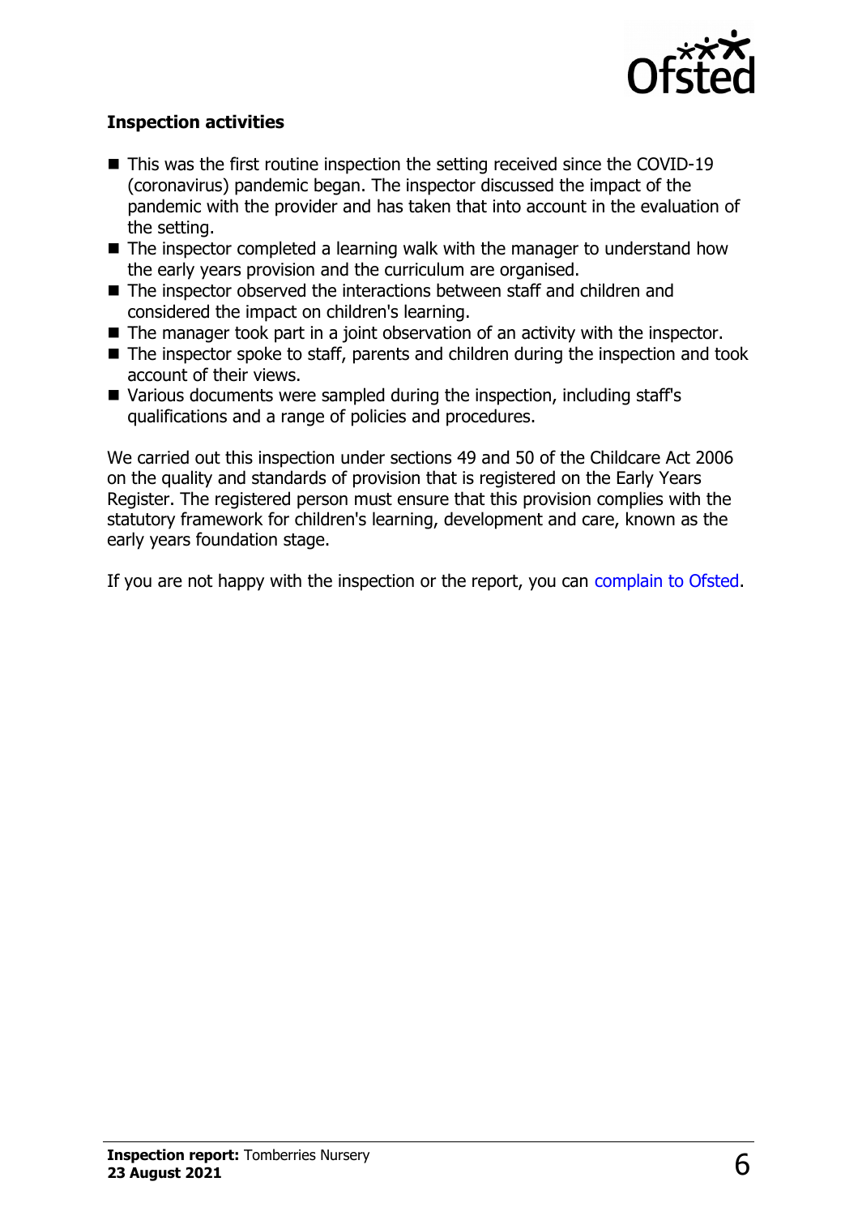### Inspection activities

- This was the first routine inspection the setting received since the COVID-19 (coronavirus) pandemic began. The inspector discussed the impact of the pandemic with the provider and has taken that into account in the evaluation of the setting.
- The inspector completed a learning walk with the manager to understand how the early years provision and the curriculum are organised.
- The inspector observed the interactions between staff and children and considered the impact on children's learning.
- The manager took part in a joint observation of an activity with the inspector.
- The inspector spoke to staff, parents and children during the inspection and took account of their views.
- Various documents were sampled during the inspection, including staff's qualifications and a range of policies and procedures.

We carried out this inspection under sections 49 and 50 of the Childcare Act 2006 on the quality and standards of provision that is registered on the Early Years Register. The registered person must ensure that this provision complies with the statutory framework for children's learning, development and care, known as the early years foundation stage.

If you are not happy with the inspection or the report, you can complain to Ofsted.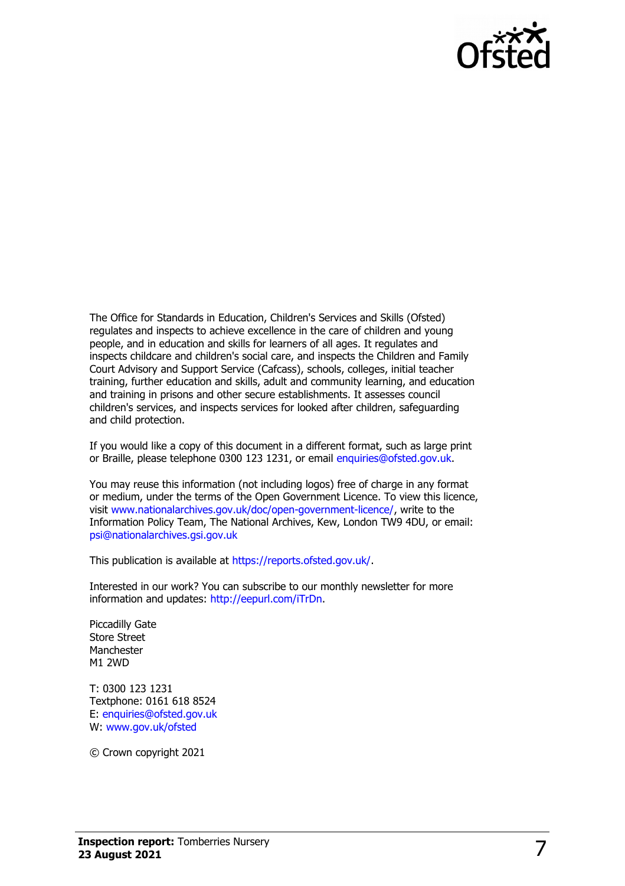The Office for Standards in Education, Children's Services and Skills (Ofsted) regulates and inspects to achieve excellence in the care of children and young people, and in education and skills for learners of all ages. It regulates and inspects childcare and children's social care, and inspects the Children and Family Court Advisory and Support Service (Cafcass), schools, colleges, initial teacher training, further education and skills, adult and community learning, and education and training in prisons and other secure establishments. It assesses council children's services, and inspects services for looked after children, safeguarding and child protection.

If you would like a copy of this document in a different format, such as large print or Braille, please telephone 0300 123 1231, or email enquiries@ofsted.gov.uk.

You may reuse this information (not including logos) free of charge in any format or medium, under the terms of the Open Government Licence. To view this licence, visit www.nationalarchives.gov.uk/doc/open-government-licence/, write to the Information Policy Team, The National Archives, Kew, London TW9 4DU, or email: psi@nationalarchives.gsi.gov.uk

This publication is available at https://reports.ofsted.gov.uk/.

Interested in our work? You can subscribe to our monthly newsletter for more information and updates: http://eepurl.com/iTrDn.

Piccadilly Gate
Store Street
Manchester
M1 2WD

T: 0300 123 1231
Textphone: 0161 618 8524
E: enquiries@ofsted.gov.uk
W: www.gov.uk/ofsted

© Crown copyright 2021